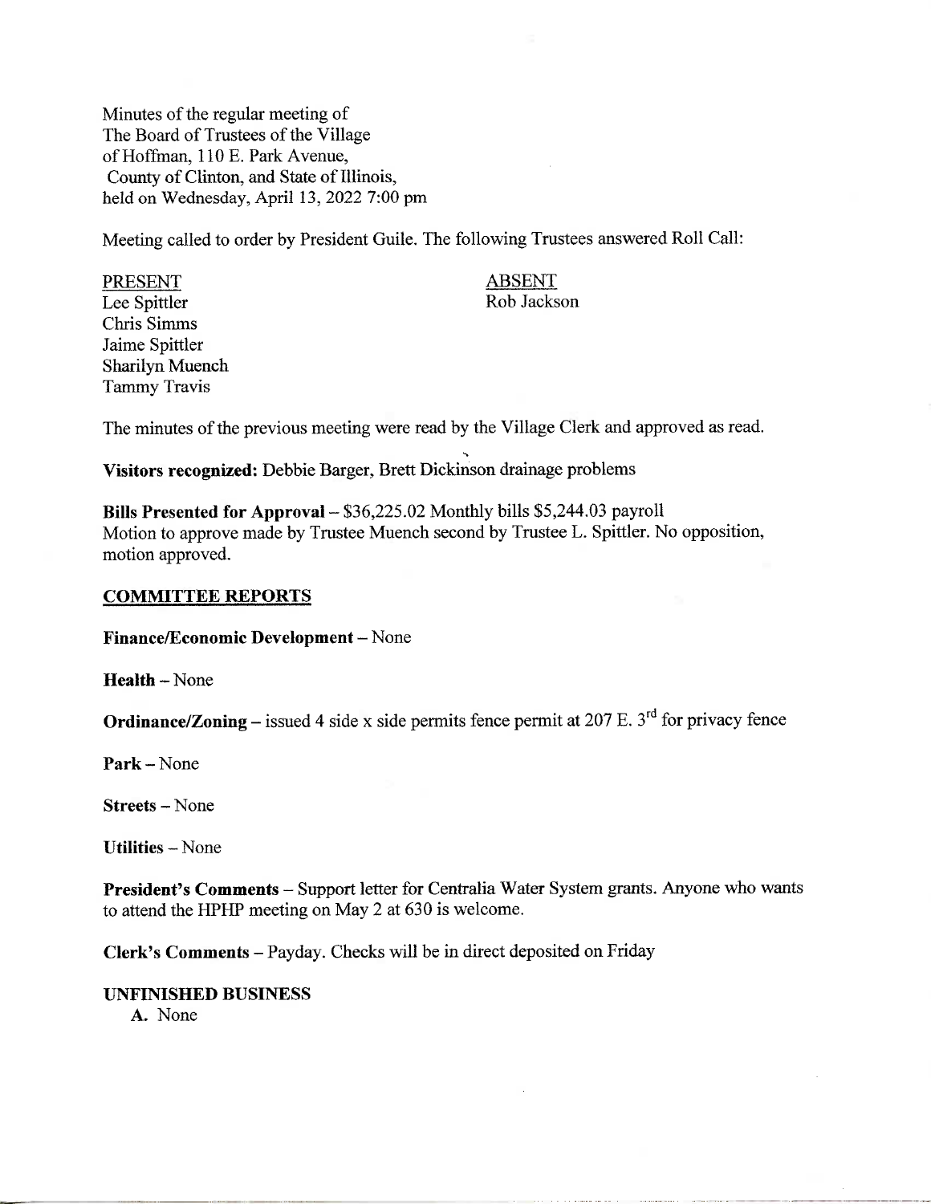Minutes of the regular meeting of
The Board of Trustees of the Village
of Hoffman, 110 E. Park Avenue,
County of Clinton, and State of Illinois,
held on Wednesday, April 13, 2022 7:00 pm

Meeting called to order by President Guile. The following Trustees answered Roll Call:

| PRESENT | ABSENT |
|---|---|
| Lee Spittler | Rob Jackson |
| Chris Simms | |
| Jaime Spittler | |
| Sharilyn Muench | |
| Tammy Travis | |

The minutes of the previous meeting were read by the Village Clerk and approved as read.

**Visitors recognized:** Debbie Barger, Brett Dickinson drainage problems

**Bills Presented for Approval** – $36,225.02 Monthly bills $5,244.03 payroll
Motion to approve made by Trustee Muench second by Trustee L. Spittler. No opposition, motion approved.

## COMMITTEE REPORTS

**Finance/Economic Development** – None

**Health** – None

**Ordinance/Zoning** – issued 4 side x side permits fence permit at 207 E. 3rd for privacy fence

**Park** – None

**Streets** – None

**Utilities** – None

**President's Comments** – Support letter for Centralia Water System grants. Anyone who wants to attend the HPHP meeting on May 2 at 630 is welcome.

**Clerk's Comments** – Payday. Checks will be in direct deposited on Friday

**UNFINISHED BUSINESS**

A. None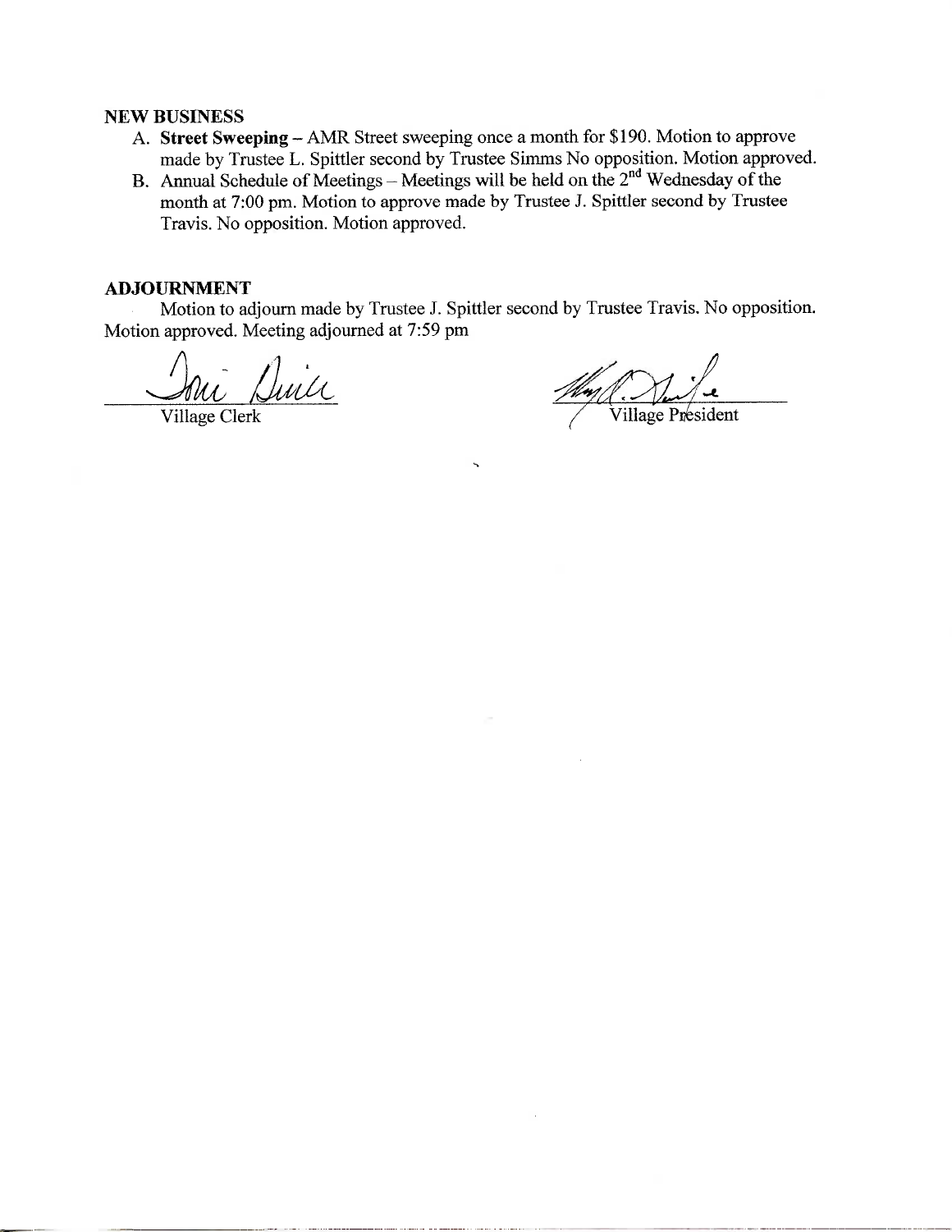**NEW BUSINESS**

A. **Street Sweeping** – AMR Street sweeping once a month for $190. Motion to approve made by Trustee L. Spittler second by Trustee Simms No opposition. Motion approved.

B. Annual Schedule of Meetings – Meetings will be held on the 2nd Wednesday of the month at 7:00 pm. Motion to approve made by Trustee J. Spittler second by Trustee Travis. No opposition. Motion approved.

**ADJOURNMENT**

Motion to adjourn made by Trustee J. Spittler second by Trustee Travis. No opposition. Motion approved. Meeting adjourned at 7:59 pm

Village Clerk

Village President